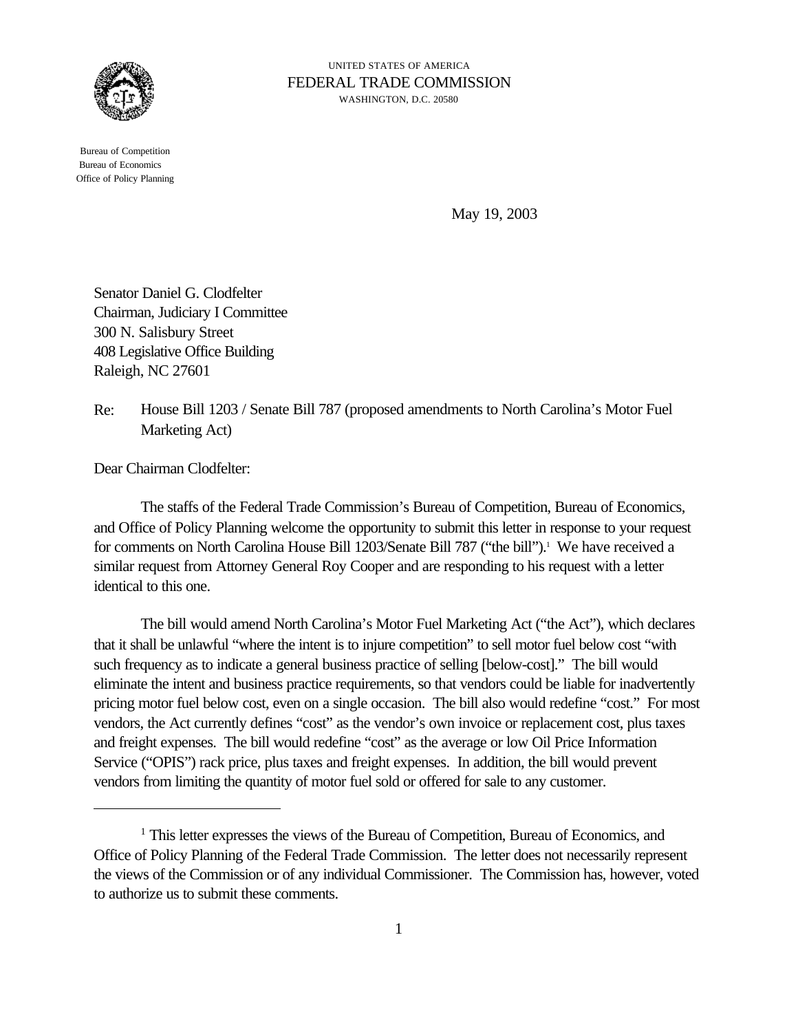UNITED STATES OF AMERICA
FEDERAL TRADE COMMISSION
WASHINGTON, D.C. 20580

Bureau of Competition
Bureau of Economics
Office of Policy Planning

May 19, 2003

Senator Daniel G. Clodfelter
Chairman, Judiciary I Committee
300 N. Salisbury Street
408 Legislative Office Building
Raleigh, NC 27601

Re: House Bill 1203 / Senate Bill 787 (proposed amendments to North Carolina's Motor Fuel Marketing Act)

Dear Chairman Clodfelter:

The staffs of the Federal Trade Commission's Bureau of Competition, Bureau of Economics, and Office of Policy Planning welcome the opportunity to submit this letter in response to your request for comments on North Carolina House Bill 1203/Senate Bill 787 ("the bill").[1] We have received a similar request from Attorney General Roy Cooper and are responding to his request with a letter identical to this one.

The bill would amend North Carolina's Motor Fuel Marketing Act ("the Act"), which declares that it shall be unlawful "where the intent is to injure competition" to sell motor fuel below cost "with such frequency as to indicate a general business practice of selling [below-cost]." The bill would eliminate the intent and business practice requirements, so that vendors could be liable for inadvertently pricing motor fuel below cost, even on a single occasion. The bill also would redefine "cost." For most vendors, the Act currently defines "cost" as the vendor's own invoice or replacement cost, plus taxes and freight expenses. The bill would redefine "cost" as the average or low Oil Price Information Service ("OPIS") rack price, plus taxes and freight expenses. In addition, the bill would prevent vendors from limiting the quantity of motor fuel sold or offered for sale to any customer.

---

[1] This letter expresses the views of the Bureau of Competition, Bureau of Economics, and Office of Policy Planning of the Federal Trade Commission. The letter does not necessarily represent the views of the Commission or of any individual Commissioner. The Commission has, however, voted to authorize us to submit these comments.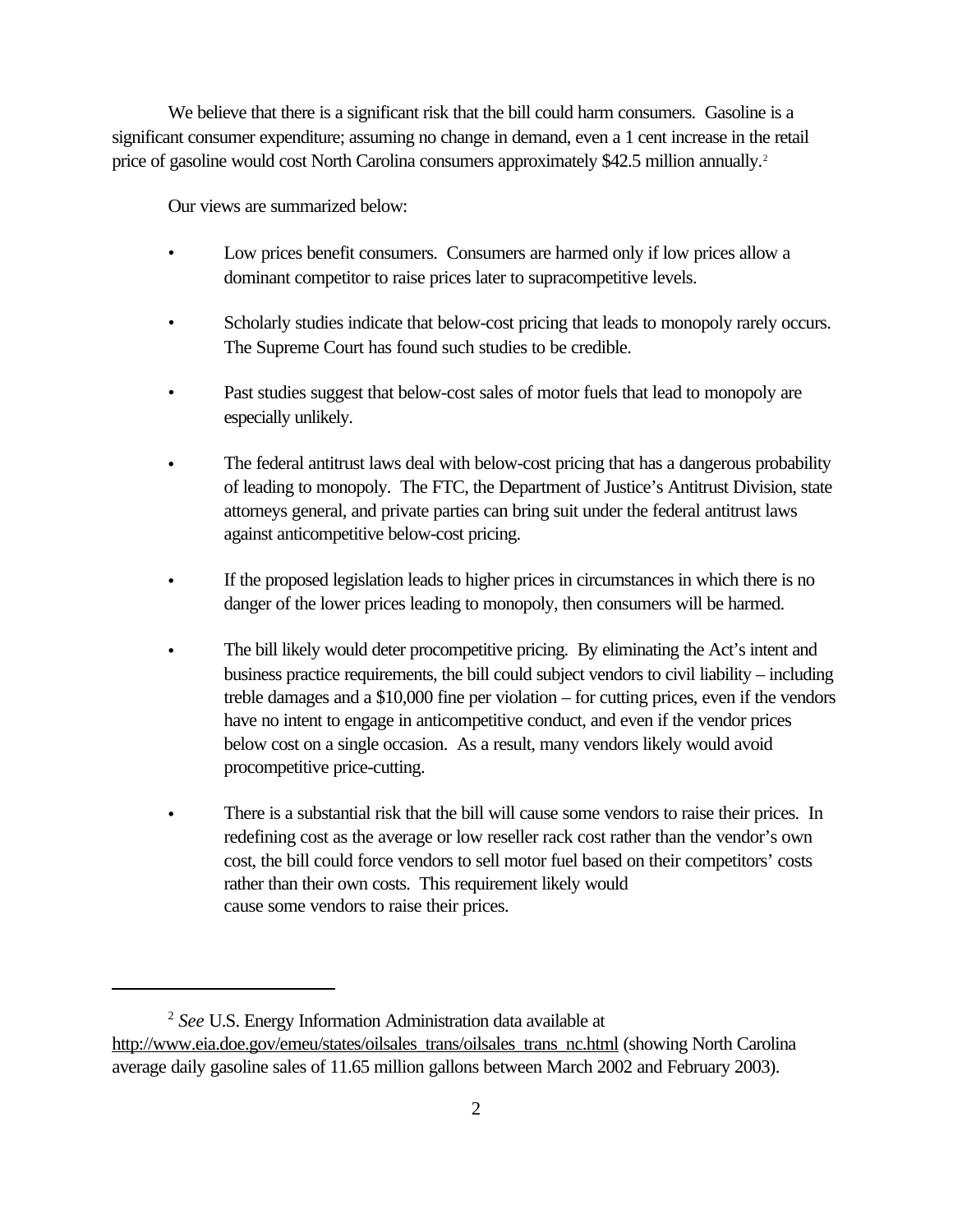We believe that there is a significant risk that the bill could harm consumers. Gasoline is a significant consumer expenditure; assuming no change in demand, even a 1 cent increase in the retail price of gasoline would cost North Carolina consumers approximately $42.5 million annually.[2]

Our views are summarized below:

- Low prices benefit consumers. Consumers are harmed only if low prices allow a dominant competitor to raise prices later to supracompetitive levels.

- Scholarly studies indicate that below-cost pricing that leads to monopoly rarely occurs. The Supreme Court has found such studies to be credible.

- Past studies suggest that below-cost sales of motor fuels that lead to monopoly are especially unlikely.

- The federal antitrust laws deal with below-cost pricing that has a dangerous probability of leading to monopoly. The FTC, the Department of Justice's Antitrust Division, state attorneys general, and private parties can bring suit under the federal antitrust laws against anticompetitive below-cost pricing.

- If the proposed legislation leads to higher prices in circumstances in which there is no danger of the lower prices leading to monopoly, then consumers will be harmed.

- The bill likely would deter procompetitive pricing. By eliminating the Act's intent and business practice requirements, the bill could subject vendors to civil liability – including treble damages and a $10,000 fine per violation – for cutting prices, even if the vendors have no intent to engage in anticompetitive conduct, and even if the vendor prices below cost on a single occasion. As a result, many vendors likely would avoid procompetitive price-cutting.

- There is a substantial risk that the bill will cause some vendors to raise their prices. In redefining cost as the average or low reseller rack cost rather than the vendor's own cost, the bill could force vendors to sell motor fuel based on their competitors' costs rather than their own costs. This requirement likely would cause some vendors to raise their prices.

---

[2] *See* U.S. Energy Information Administration data available at http://www.eia.doe.gov/emeu/states/oilsales_trans/oilsales_trans_nc.html (showing North Carolina average daily gasoline sales of 11.65 million gallons between March 2002 and February 2003).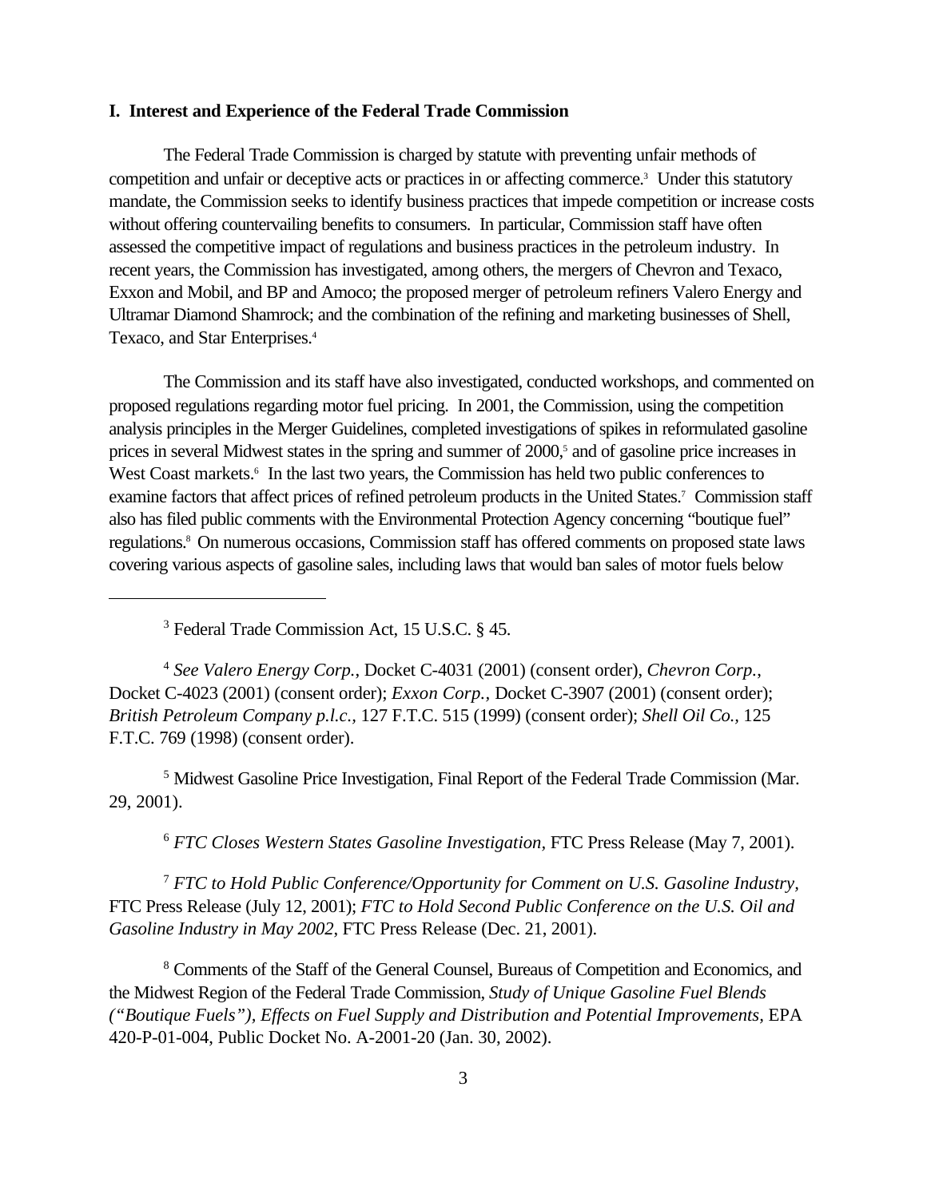**I. Interest and Experience of the Federal Trade Commission**

The Federal Trade Commission is charged by statute with preventing unfair methods of competition and unfair or deceptive acts or practices in or affecting commerce.[3] Under this statutory mandate, the Commission seeks to identify business practices that impede competition or increase costs without offering countervailing benefits to consumers. In particular, Commission staff have often assessed the competitive impact of regulations and business practices in the petroleum industry. In recent years, the Commission has investigated, among others, the mergers of Chevron and Texaco, Exxon and Mobil, and BP and Amoco; the proposed merger of petroleum refiners Valero Energy and Ultramar Diamond Shamrock; and the combination of the refining and marketing businesses of Shell, Texaco, and Star Enterprises.[4]

The Commission and its staff have also investigated, conducted workshops, and commented on proposed regulations regarding motor fuel pricing. In 2001, the Commission, using the competition analysis principles in the Merger Guidelines, completed investigations of spikes in reformulated gasoline prices in several Midwest states in the spring and summer of 2000,[5] and of gasoline price increases in West Coast markets.[6] In the last two years, the Commission has held two public conferences to examine factors that affect prices of refined petroleum products in the United States.[7] Commission staff also has filed public comments with the Environmental Protection Agency concerning "boutique fuel" regulations.[8] On numerous occasions, Commission staff has offered comments on proposed state laws covering various aspects of gasoline sales, including laws that would ban sales of motor fuels below

---

[3] Federal Trade Commission Act, 15 U.S.C. § 45.

[4] *See Valero Energy Corp.*, Docket C-4031 (2001) (consent order), *Chevron Corp.*, Docket C-4023 (2001) (consent order); *Exxon Corp.*, Docket C-3907 (2001) (consent order); *British Petroleum Company p.l.c.*, 127 F.T.C. 515 (1999) (consent order); *Shell Oil Co.*, 125 F.T.C. 769 (1998) (consent order).

[5] Midwest Gasoline Price Investigation, Final Report of the Federal Trade Commission (Mar. 29, 2001).

[6] *FTC Closes Western States Gasoline Investigation*, FTC Press Release (May 7, 2001).

[7] *FTC to Hold Public Conference/Opportunity for Comment on U.S. Gasoline Industry*, FTC Press Release (July 12, 2001); *FTC to Hold Second Public Conference on the U.S. Oil and Gasoline Industry in May 2002*, FTC Press Release (Dec. 21, 2001).

[8] Comments of the Staff of the General Counsel, Bureaus of Competition and Economics, and the Midwest Region of the Federal Trade Commission, *Study of Unique Gasoline Fuel Blends ("Boutique Fuels"), Effects on Fuel Supply and Distribution and Potential Improvements*, EPA 420-P-01-004, Public Docket No. A-2001-20 (Jan. 30, 2002).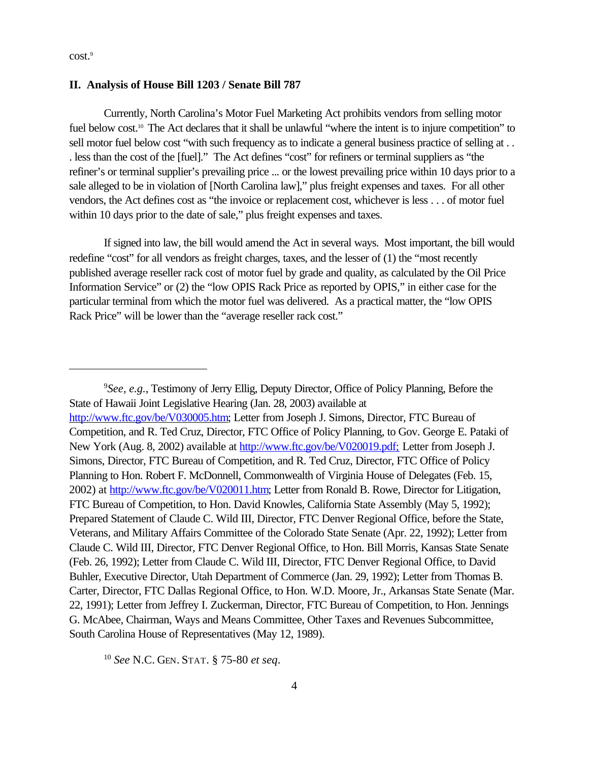cost.[9]

## II. Analysis of House Bill 1203 / Senate Bill 787

Currently, North Carolina's Motor Fuel Marketing Act prohibits vendors from selling motor fuel below cost.[10] The Act declares that it shall be unlawful "where the intent is to injure competition" to sell motor fuel below cost "with such frequency as to indicate a general business practice of selling at . . . less than the cost of the [fuel]." The Act defines "cost" for refiners or terminal suppliers as "the refiner's or terminal supplier's prevailing price ... or the lowest prevailing price within 10 days prior to a sale alleged to be in violation of [North Carolina law]," plus freight expenses and taxes. For all other vendors, the Act defines cost as "the invoice or replacement cost, whichever is less . . . of motor fuel within 10 days prior to the date of sale," plus freight expenses and taxes.

If signed into law, the bill would amend the Act in several ways. Most important, the bill would redefine "cost" for all vendors as freight charges, taxes, and the lesser of (1) the "most recently published average reseller rack cost of motor fuel by grade and quality, as calculated by the Oil Price Information Service" or (2) the "low OPIS Rack Price as reported by OPIS," in either case for the particular terminal from which the motor fuel was delivered. As a practical matter, the "low OPIS Rack Price" will be lower than the "average reseller rack cost."

---

[9] *See, e.g.*, Testimony of Jerry Ellig, Deputy Director, Office of Policy Planning, Before the State of Hawaii Joint Legislative Hearing (Jan. 28, 2003) available at http://www.ftc.gov/be/V030005.htm; Letter from Joseph J. Simons, Director, FTC Bureau of Competition, and R. Ted Cruz, Director, FTC Office of Policy Planning, to Gov. George E. Pataki of New York (Aug. 8, 2002) available at http://www.ftc.gov/be/V020019.pdf; Letter from Joseph J. Simons, Director, FTC Bureau of Competition, and R. Ted Cruz, Director, FTC Office of Policy Planning to Hon. Robert F. McDonnell, Commonwealth of Virginia House of Delegates (Feb. 15, 2002) at http://www.ftc.gov/be/V020011.htm; Letter from Ronald B. Rowe, Director for Litigation, FTC Bureau of Competition, to Hon. David Knowles, California State Assembly (May 5, 1992); Prepared Statement of Claude C. Wild III, Director, FTC Denver Regional Office, before the State, Veterans, and Military Affairs Committee of the Colorado State Senate (Apr. 22, 1992); Letter from Claude C. Wild III, Director, FTC Denver Regional Office, to Hon. Bill Morris, Kansas State Senate (Feb. 26, 1992); Letter from Claude C. Wild III, Director, FTC Denver Regional Office, to David Buhler, Executive Director, Utah Department of Commerce (Jan. 29, 1992); Letter from Thomas B. Carter, Director, FTC Dallas Regional Office, to Hon. W.D. Moore, Jr., Arkansas State Senate (Mar. 22, 1991); Letter from Jeffrey I. Zuckerman, Director, FTC Bureau of Competition, to Hon. Jennings G. McAbee, Chairman, Ways and Means Committee, Other Taxes and Revenues Subcommittee, South Carolina House of Representatives (May 12, 1989).

[10] *See* N.C. GEN. STAT. § 75-80 *et seq*.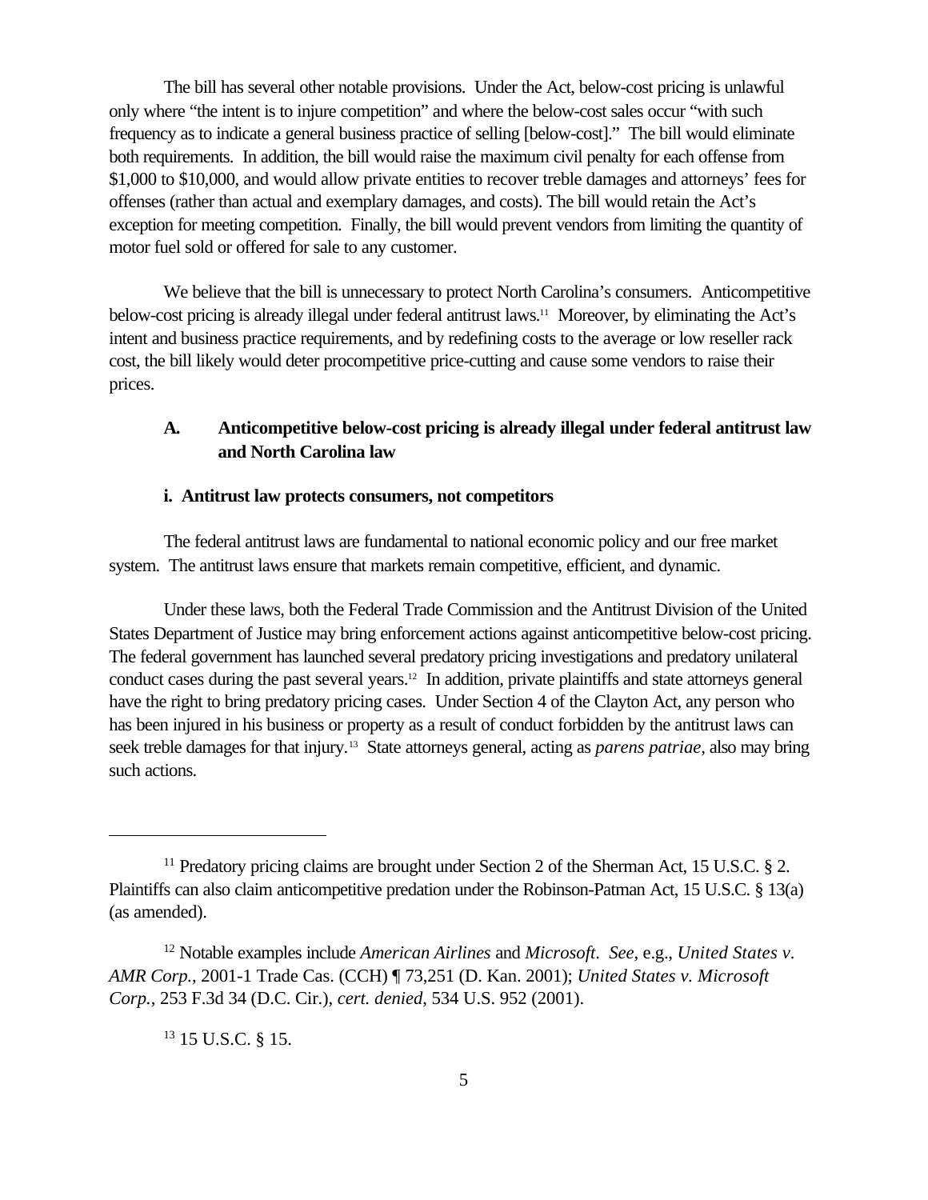The bill has several other notable provisions. Under the Act, below-cost pricing is unlawful only where "the intent is to injure competition" and where the below-cost sales occur "with such frequency as to indicate a general business practice of selling [below-cost]." The bill would eliminate both requirements. In addition, the bill would raise the maximum civil penalty for each offense from $1,000 to $10,000, and would allow private entities to recover treble damages and attorneys' fees for offenses (rather than actual and exemplary damages, and costs). The bill would retain the Act's exception for meeting competition. Finally, the bill would prevent vendors from limiting the quantity of motor fuel sold or offered for sale to any customer.

We believe that the bill is unnecessary to protect North Carolina's consumers. Anticompetitive below-cost pricing is already illegal under federal antitrust laws.[11] Moreover, by eliminating the Act's intent and business practice requirements, and by redefining costs to the average or low reseller rack cost, the bill likely would deter procompetitive price-cutting and cause some vendors to raise their prices.

### A. Anticompetitive below-cost pricing is already illegal under federal antitrust law and North Carolina law

#### i. Antitrust law protects consumers, not competitors

The federal antitrust laws are fundamental to national economic policy and our free market system. The antitrust laws ensure that markets remain competitive, efficient, and dynamic.

Under these laws, both the Federal Trade Commission and the Antitrust Division of the United States Department of Justice may bring enforcement actions against anticompetitive below-cost pricing. The federal government has launched several predatory pricing investigations and predatory unilateral conduct cases during the past several years.[12] In addition, private plaintiffs and state attorneys general have the right to bring predatory pricing cases. Under Section 4 of the Clayton Act, any person who has been injured in his business or property as a result of conduct forbidden by the antitrust laws can seek treble damages for that injury.[13] State attorneys general, acting as *parens patriae*, also may bring such actions.

---

[11] Predatory pricing claims are brought under Section 2 of the Sherman Act, 15 U.S.C. § 2. Plaintiffs can also claim anticompetitive predation under the Robinson-Patman Act, 15 U.S.C. § 13(a) (as amended).

[12] Notable examples include *American Airlines* and *Microsoft*. *See*, e.g., *United States v. AMR Corp.*, 2001-1 Trade Cas. (CCH) ¶ 73,251 (D. Kan. 2001); *United States v. Microsoft Corp.*, 253 F.3d 34 (D.C. Cir.), *cert. denied*, 534 U.S. 952 (2001).

[13] 15 U.S.C. § 15.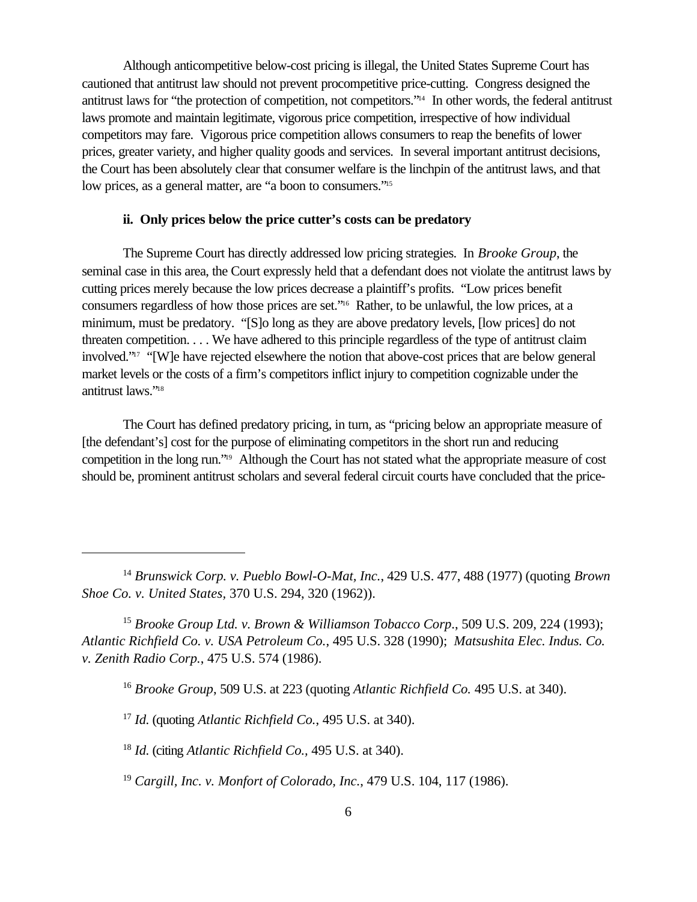Although anticompetitive below-cost pricing is illegal, the United States Supreme Court has cautioned that antitrust law should not prevent procompetitive price-cutting. Congress designed the antitrust laws for "the protection of competition, not competitors."[14] In other words, the federal antitrust laws promote and maintain legitimate, vigorous price competition, irrespective of how individual competitors may fare. Vigorous price competition allows consumers to reap the benefits of lower prices, greater variety, and higher quality goods and services. In several important antitrust decisions, the Court has been absolutely clear that consumer welfare is the linchpin of the antitrust laws, and that low prices, as a general matter, are "a boon to consumers."[15]

#### ii. Only prices below the price cutter's costs can be predatory

The Supreme Court has directly addressed low pricing strategies. In *Brooke Group*, the seminal case in this area, the Court expressly held that a defendant does not violate the antitrust laws by cutting prices merely because the low prices decrease a plaintiff's profits. "Low prices benefit consumers regardless of how those prices are set."[16] Rather, to be unlawful, the low prices, at a minimum, must be predatory. "[S]o long as they are above predatory levels, [low prices] do not threaten competition. . . . We have adhered to this principle regardless of the type of antitrust claim involved."[17] "[W]e have rejected elsewhere the notion that above-cost prices that are below general market levels or the costs of a firm's competitors inflict injury to competition cognizable under the antitrust laws."[18]

The Court has defined predatory pricing, in turn, as "pricing below an appropriate measure of [the defendant's] cost for the purpose of eliminating competitors in the short run and reducing competition in the long run."[19] Although the Court has not stated what the appropriate measure of cost should be, prominent antitrust scholars and several federal circuit courts have concluded that the price-

---

[14] *Brunswick Corp. v. Pueblo Bowl-O-Mat, Inc.*, 429 U.S. 477, 488 (1977) (quoting *Brown Shoe Co. v. United States,* 370 U.S. 294, 320 (1962)).

[15] *Brooke Group Ltd. v. Brown & Williamson Tobacco Corp*., 509 U.S. 209, 224 (1993); *Atlantic Richfield Co. v. USA Petroleum Co.*, 495 U.S. 328 (1990); *Matsushita Elec. Indus. Co. v. Zenith Radio Corp.*, 475 U.S. 574 (1986).

[16] *Brooke Group*, 509 U.S. at 223 (quoting *Atlantic Richfield Co.* 495 U.S. at 340).

[17] *Id.* (quoting *Atlantic Richfield Co.*, 495 U.S. at 340).

[18] *Id.* (citing *Atlantic Richfield Co.*, 495 U.S. at 340).

[19] *Cargill, Inc. v. Monfort of Colorado, Inc.*, 479 U.S. 104, 117 (1986).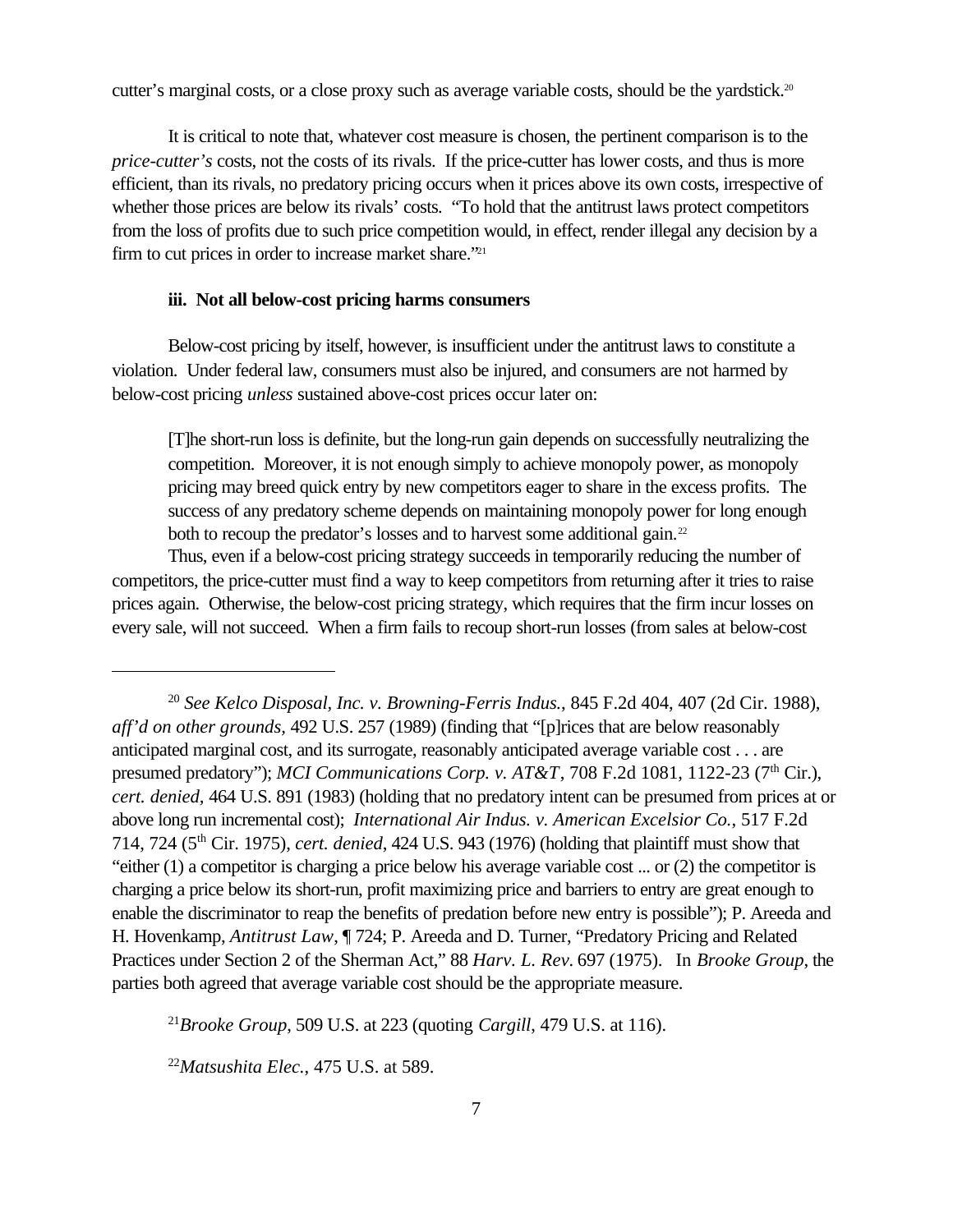cutter's marginal costs, or a close proxy such as average variable costs, should be the yardstick.[20]

It is critical to note that, whatever cost measure is chosen, the pertinent comparison is to the *price-cutter's* costs, not the costs of its rivals. If the price-cutter has lower costs, and thus is more efficient, than its rivals, no predatory pricing occurs when it prices above its own costs, irrespective of whether those prices are below its rivals' costs. "To hold that the antitrust laws protect competitors from the loss of profits due to such price competition would, in effect, render illegal any decision by a firm to cut prices in order to increase market share."[21]

#### iii. Not all below-cost pricing harms consumers

Below-cost pricing by itself, however, is insufficient under the antitrust laws to constitute a violation. Under federal law, consumers must also be injured, and consumers are not harmed by below-cost pricing *unless* sustained above-cost prices occur later on:

> [T]he short-run loss is definite, but the long-run gain depends on successfully neutralizing the competition. Moreover, it is not enough simply to achieve monopoly power, as monopoly pricing may breed quick entry by new competitors eager to share in the excess profits. The success of any predatory scheme depends on maintaining monopoly power for long enough both to recoup the predator's losses and to harvest some additional gain.[22]

Thus, even if a below-cost pricing strategy succeeds in temporarily reducing the number of competitors, the price-cutter must find a way to keep competitors from returning after it tries to raise prices again. Otherwise, the below-cost pricing strategy, which requires that the firm incur losses on every sale, will not succeed. When a firm fails to recoup short-run losses (from sales at below-cost

---

[20] *See Kelco Disposal, Inc. v. Browning-Ferris Indus.,* 845 F.2d 404, 407 (2d Cir. 1988), *aff'd on other grounds,* 492 U.S. 257 (1989) (finding that "[p]rices that are below reasonably anticipated marginal cost, and its surrogate, reasonably anticipated average variable cost . . . are presumed predatory"); *MCI Communications Corp. v. AT&T*, 708 F.2d 1081, 1122-23 (7th Cir.), *cert. denied,* 464 U.S. 891 (1983) (holding that no predatory intent can be presumed from prices at or above long run incremental cost); *International Air Indus. v. American Excelsior Co.*, 517 F.2d 714, 724 (5th Cir. 1975), *cert. denied*, 424 U.S. 943 (1976) (holding that plaintiff must show that "either (1) a competitor is charging a price below his average variable cost ... or (2) the competitor is charging a price below its short-run, profit maximizing price and barriers to entry are great enough to enable the discriminator to reap the benefits of predation before new entry is possible"); P. Areeda and H. Hovenkamp, *Antitrust Law*, ¶ 724; P. Areeda and D. Turner, "Predatory Pricing and Related Practices under Section 2 of the Sherman Act," 88 *Harv. L. Rev*. 697 (1975). In *Brooke Group,* the parties both agreed that average variable cost should be the appropriate measure.

[21] *Brooke Group*, 509 U.S. at 223 (quoting *Cargill*, 479 U.S. at 116).

[22] *Matsushita Elec.*, 475 U.S. at 589.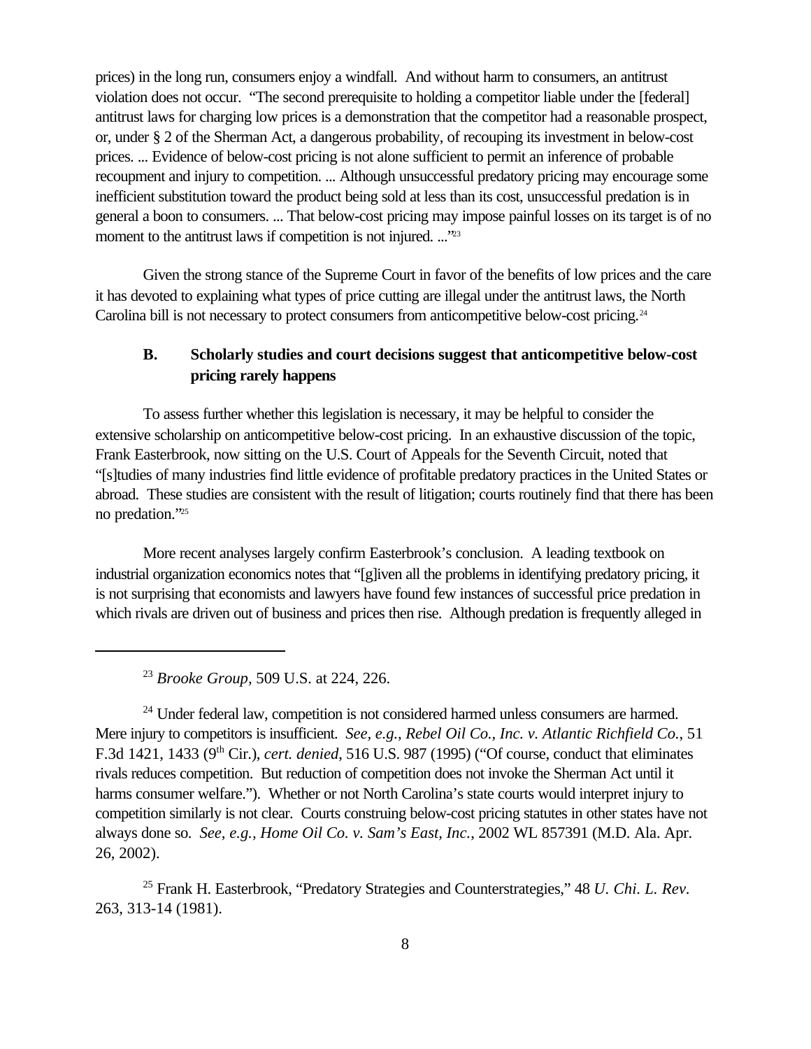prices) in the long run, consumers enjoy a windfall. And without harm to consumers, an antitrust violation does not occur. "The second prerequisite to holding a competitor liable under the [federal] antitrust laws for charging low prices is a demonstration that the competitor had a reasonable prospect, or, under § 2 of the Sherman Act, a dangerous probability, of recouping its investment in below-cost prices. ... Evidence of below-cost pricing is not alone sufficient to permit an inference of probable recoupment and injury to competition. ... Although unsuccessful predatory pricing may encourage some inefficient substitution toward the product being sold at less than its cost, unsuccessful predation is in general a boon to consumers. ... That below-cost pricing may impose painful losses on its target is of no moment to the antitrust laws if competition is not injured. ..."[23]

Given the strong stance of the Supreme Court in favor of the benefits of low prices and the care it has devoted to explaining what types of price cutting are illegal under the antitrust laws, the North Carolina bill is not necessary to protect consumers from anticompetitive below-cost pricing.[24]

### B. Scholarly studies and court decisions suggest that anticompetitive below-cost pricing rarely happens

To assess further whether this legislation is necessary, it may be helpful to consider the extensive scholarship on anticompetitive below-cost pricing. In an exhaustive discussion of the topic, Frank Easterbrook, now sitting on the U.S. Court of Appeals for the Seventh Circuit, noted that "[s]tudies of many industries find little evidence of profitable predatory practices in the United States or abroad. These studies are consistent with the result of litigation; courts routinely find that there has been no predation."[25]

More recent analyses largely confirm Easterbrook's conclusion. A leading textbook on industrial organization economics notes that "[g]iven all the problems in identifying predatory pricing, it is not surprising that economists and lawyers have found few instances of successful price predation in which rivals are driven out of business and prices then rise. Although predation is frequently alleged in

---

[23] *Brooke Group*, 509 U.S. at 224, 226.

[24] Under federal law, competition is not considered harmed unless consumers are harmed. Mere injury to competitors is insufficient. *See, e.g., Rebel Oil Co., Inc. v. Atlantic Richfield Co.*, 51 F.3d 1421, 1433 (9th Cir.), *cert. denied*, 516 U.S. 987 (1995) ("Of course, conduct that eliminates rivals reduces competition. But reduction of competition does not invoke the Sherman Act until it harms consumer welfare."). Whether or not North Carolina's state courts would interpret injury to competition similarly is not clear. Courts construing below-cost pricing statutes in other states have not always done so. *See, e.g., Home Oil Co. v. Sam's East, Inc.*, 2002 WL 857391 (M.D. Ala. Apr. 26, 2002).

[25] Frank H. Easterbrook, "Predatory Strategies and Counterstrategies," 48 *U. Chi. L. Rev.* 263, 313-14 (1981).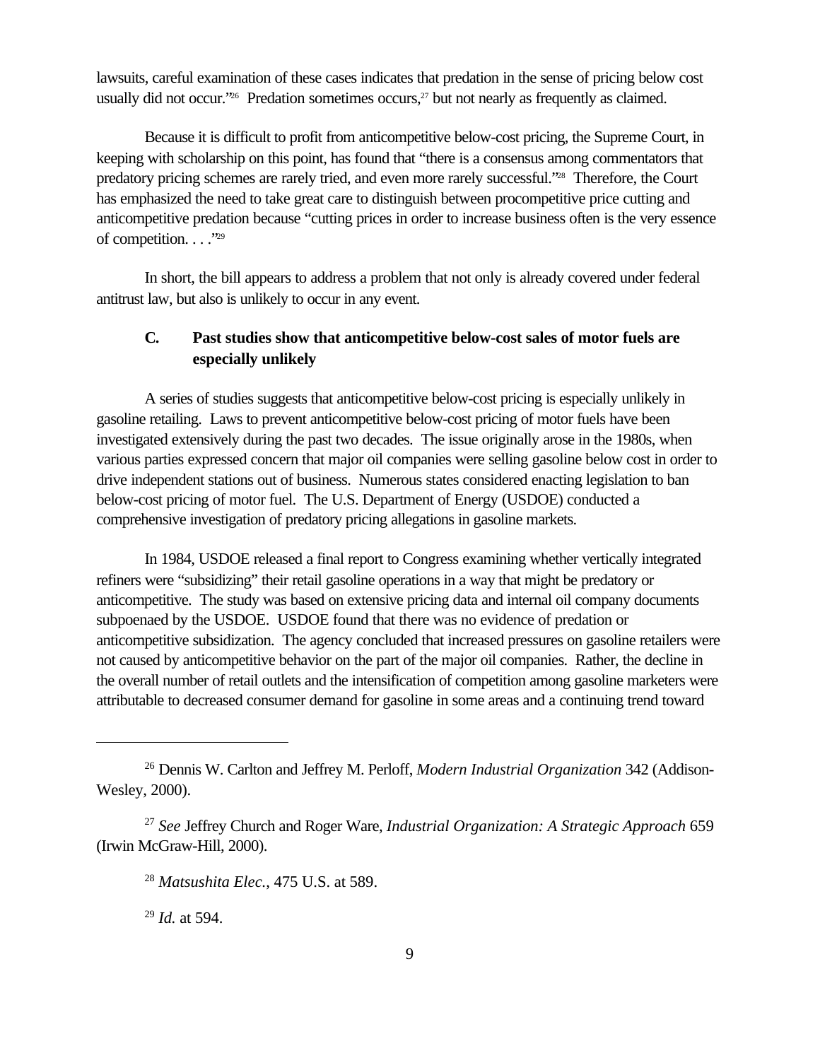lawsuits, careful examination of these cases indicates that predation in the sense of pricing below cost usually did not occur."[26] Predation sometimes occurs,[27] but not nearly as frequently as claimed.

Because it is difficult to profit from anticompetitive below-cost pricing, the Supreme Court, in keeping with scholarship on this point, has found that "there is a consensus among commentators that predatory pricing schemes are rarely tried, and even more rarely successful."[28] Therefore, the Court has emphasized the need to take great care to distinguish between procompetitive price cutting and anticompetitive predation because "cutting prices in order to increase business often is the very essence of competition. . . ."[29]

In short, the bill appears to address a problem that not only is already covered under federal antitrust law, but also is unlikely to occur in any event.

### C. Past studies show that anticompetitive below-cost sales of motor fuels are especially unlikely

A series of studies suggests that anticompetitive below-cost pricing is especially unlikely in gasoline retailing. Laws to prevent anticompetitive below-cost pricing of motor fuels have been investigated extensively during the past two decades. The issue originally arose in the 1980s, when various parties expressed concern that major oil companies were selling gasoline below cost in order to drive independent stations out of business. Numerous states considered enacting legislation to ban below-cost pricing of motor fuel. The U.S. Department of Energy (USDOE) conducted a comprehensive investigation of predatory pricing allegations in gasoline markets.

In 1984, USDOE released a final report to Congress examining whether vertically integrated refiners were "subsidizing" their retail gasoline operations in a way that might be predatory or anticompetitive. The study was based on extensive pricing data and internal oil company documents subpoenaed by the USDOE. USDOE found that there was no evidence of predation or anticompetitive subsidization. The agency concluded that increased pressures on gasoline retailers were not caused by anticompetitive behavior on the part of the major oil companies. Rather, the decline in the overall number of retail outlets and the intensification of competition among gasoline marketers were attributable to decreased consumer demand for gasoline in some areas and a continuing trend toward

---

[26] Dennis W. Carlton and Jeffrey M. Perloff, *Modern Industrial Organization* 342 (Addison-Wesley, 2000).

[27] *See* Jeffrey Church and Roger Ware, *Industrial Organization: A Strategic Approach* 659 (Irwin McGraw-Hill, 2000).

[28] *Matsushita Elec.*, 475 U.S. at 589.

[29] *Id.* at 594.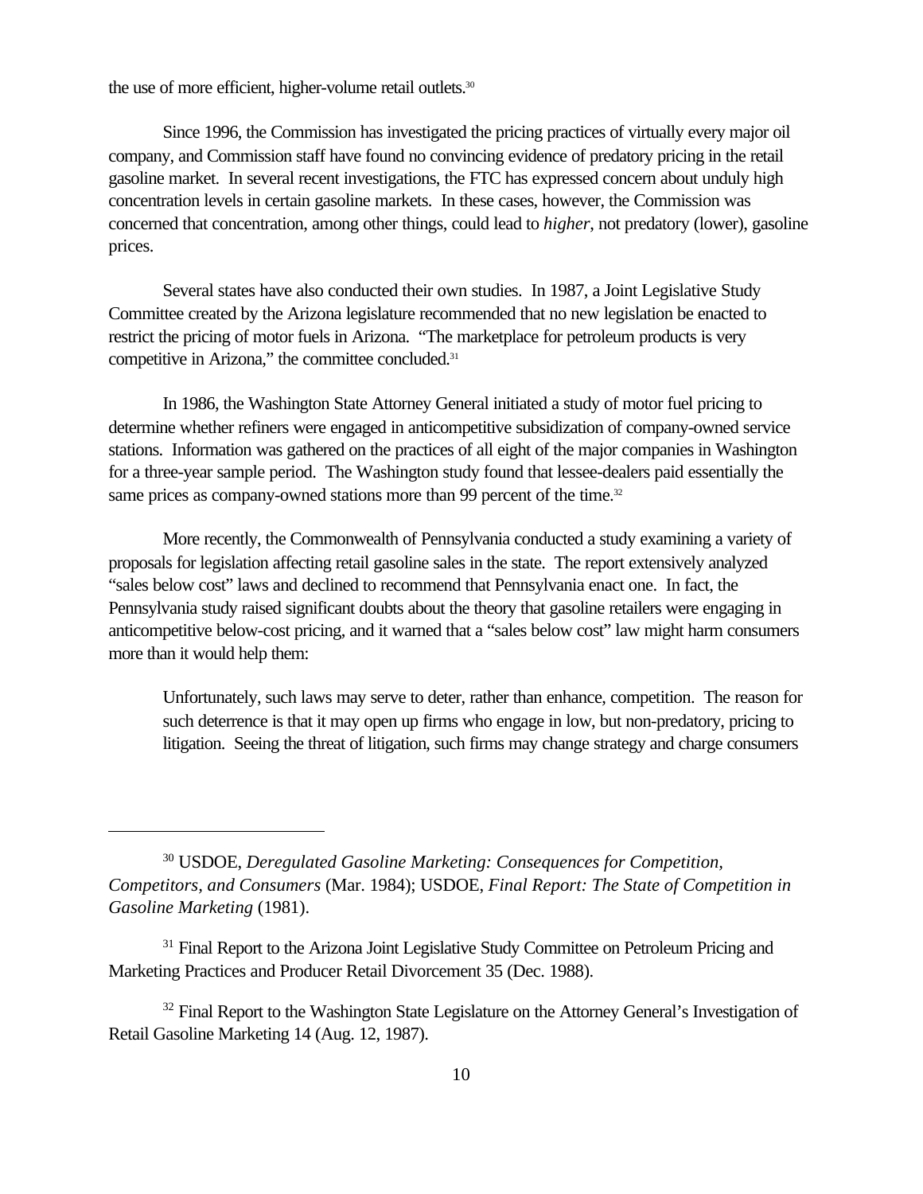the use of more efficient, higher-volume retail outlets.[30]

Since 1996, the Commission has investigated the pricing practices of virtually every major oil company, and Commission staff have found no convincing evidence of predatory pricing in the retail gasoline market. In several recent investigations, the FTC has expressed concern about unduly high concentration levels in certain gasoline markets. In these cases, however, the Commission was concerned that concentration, among other things, could lead to *higher*, not predatory (lower), gasoline prices.

Several states have also conducted their own studies. In 1987, a Joint Legislative Study Committee created by the Arizona legislature recommended that no new legislation be enacted to restrict the pricing of motor fuels in Arizona. "The marketplace for petroleum products is very competitive in Arizona," the committee concluded.[31]

In 1986, the Washington State Attorney General initiated a study of motor fuel pricing to determine whether refiners were engaged in anticompetitive subsidization of company-owned service stations. Information was gathered on the practices of all eight of the major companies in Washington for a three-year sample period. The Washington study found that lessee-dealers paid essentially the same prices as company-owned stations more than 99 percent of the time.[32]

More recently, the Commonwealth of Pennsylvania conducted a study examining a variety of proposals for legislation affecting retail gasoline sales in the state. The report extensively analyzed "sales below cost" laws and declined to recommend that Pennsylvania enact one. In fact, the Pennsylvania study raised significant doubts about the theory that gasoline retailers were engaging in anticompetitive below-cost pricing, and it warned that a "sales below cost" law might harm consumers more than it would help them:

> Unfortunately, such laws may serve to deter, rather than enhance, competition. The reason for such deterrence is that it may open up firms who engage in low, but non-predatory, pricing to litigation. Seeing the threat of litigation, such firms may change strategy and charge consumers

---

[30] USDOE, *Deregulated Gasoline Marketing: Consequences for Competition, Competitors, and Consumers* (Mar. 1984); USDOE, *Final Report: The State of Competition in Gasoline Marketing* (1981).

[31] Final Report to the Arizona Joint Legislative Study Committee on Petroleum Pricing and Marketing Practices and Producer Retail Divorcement 35 (Dec. 1988).

[32] Final Report to the Washington State Legislature on the Attorney General's Investigation of Retail Gasoline Marketing 14 (Aug. 12, 1987).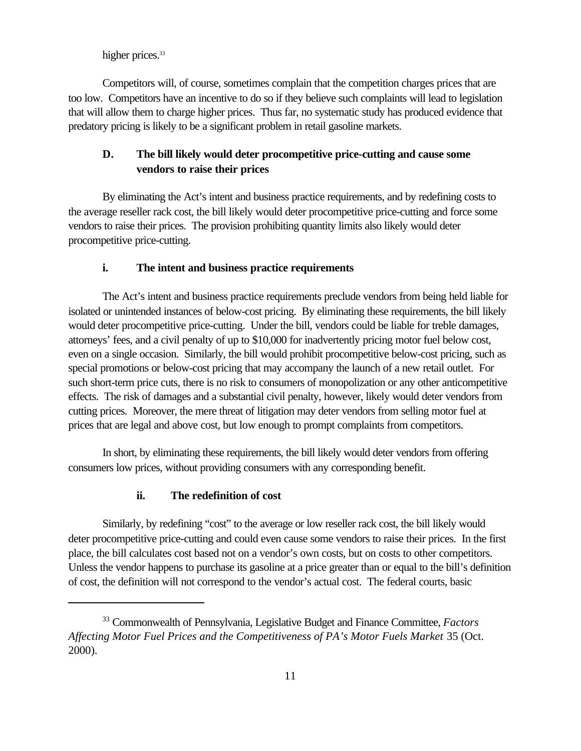higher prices.[33]

Competitors will, of course, sometimes complain that the competition charges prices that are too low. Competitors have an incentive to do so if they believe such complaints will lead to legislation that will allow them to charge higher prices. Thus far, no systematic study has produced evidence that predatory pricing is likely to be a significant problem in retail gasoline markets.

### D. The bill likely would deter procompetitive price-cutting and cause some vendors to raise their prices

By eliminating the Act's intent and business practice requirements, and by redefining costs to the average reseller rack cost, the bill likely would deter procompetitive price-cutting and force some vendors to raise their prices. The provision prohibiting quantity limits also likely would deter procompetitive price-cutting.

#### i. The intent and business practice requirements

The Act's intent and business practice requirements preclude vendors from being held liable for isolated or unintended instances of below-cost pricing. By eliminating these requirements, the bill likely would deter procompetitive price-cutting. Under the bill, vendors could be liable for treble damages, attorneys' fees, and a civil penalty of up to $10,000 for inadvertently pricing motor fuel below cost, even on a single occasion. Similarly, the bill would prohibit procompetitive below-cost pricing, such as special promotions or below-cost pricing that may accompany the launch of a new retail outlet. For such short-term price cuts, there is no risk to consumers of monopolization or any other anticompetitive effects. The risk of damages and a substantial civil penalty, however, likely would deter vendors from cutting prices. Moreover, the mere threat of litigation may deter vendors from selling motor fuel at prices that are legal and above cost, but low enough to prompt complaints from competitors.

In short, by eliminating these requirements, the bill likely would deter vendors from offering consumers low prices, without providing consumers with any corresponding benefit.

#### ii. The redefinition of cost

Similarly, by redefining "cost" to the average or low reseller rack cost, the bill likely would deter procompetitive price-cutting and could even cause some vendors to raise their prices. In the first place, the bill calculates cost based not on a vendor's own costs, but on costs to other competitors. Unless the vendor happens to purchase its gasoline at a price greater than or equal to the bill's definition of cost, the definition will not correspond to the vendor's actual cost. The federal courts, basic

---

[33] Commonwealth of Pennsylvania, Legislative Budget and Finance Committee, *Factors Affecting Motor Fuel Prices and the Competitiveness of PA's Motor Fuels Market* 35 (Oct. 2000).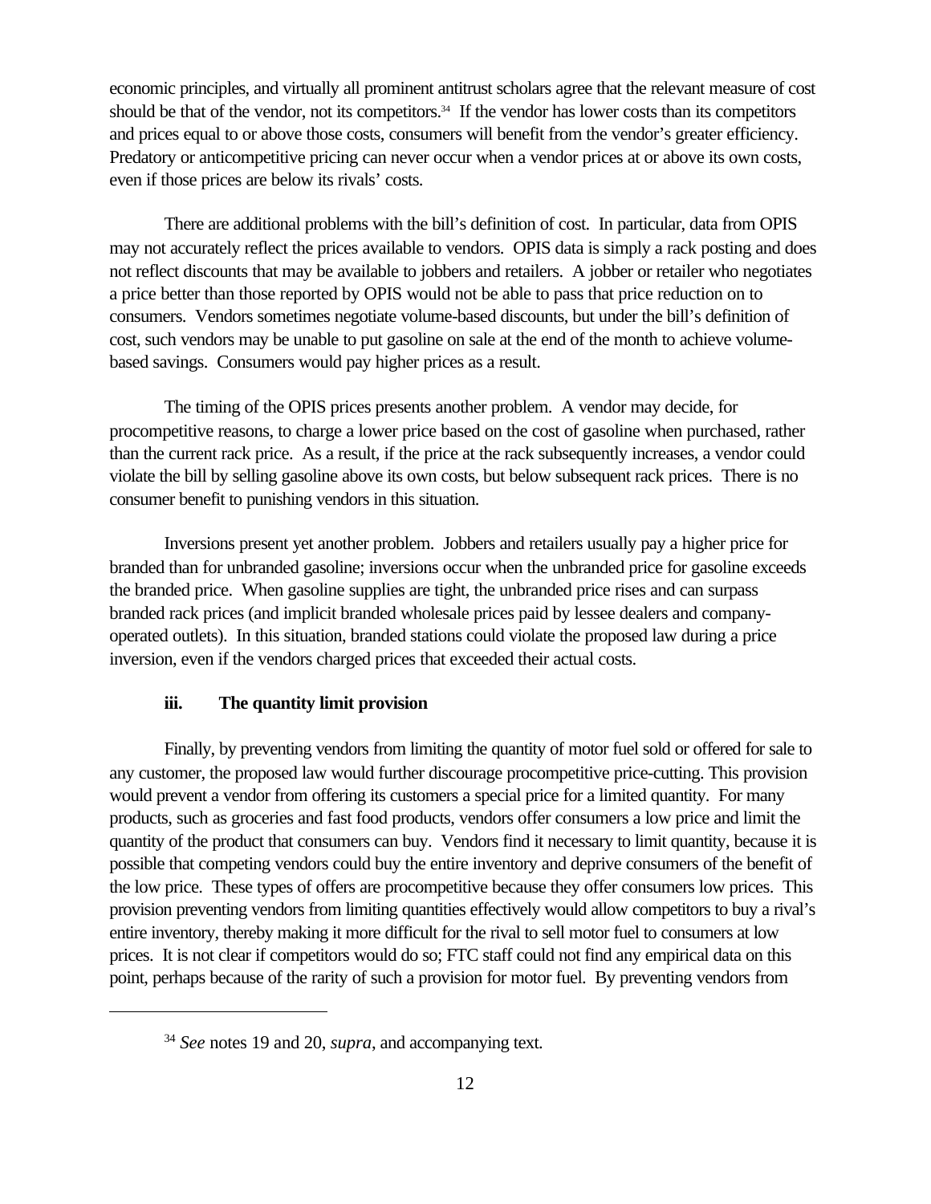economic principles, and virtually all prominent antitrust scholars agree that the relevant measure of cost should be that of the vendor, not its competitors.[34] If the vendor has lower costs than its competitors and prices equal to or above those costs, consumers will benefit from the vendor's greater efficiency. Predatory or anticompetitive pricing can never occur when a vendor prices at or above its own costs, even if those prices are below its rivals' costs.

There are additional problems with the bill's definition of cost. In particular, data from OPIS may not accurately reflect the prices available to vendors. OPIS data is simply a rack posting and does not reflect discounts that may be available to jobbers and retailers. A jobber or retailer who negotiates a price better than those reported by OPIS would not be able to pass that price reduction on to consumers. Vendors sometimes negotiate volume-based discounts, but under the bill's definition of cost, such vendors may be unable to put gasoline on sale at the end of the month to achieve volume-based savings. Consumers would pay higher prices as a result.

The timing of the OPIS prices presents another problem. A vendor may decide, for procompetitive reasons, to charge a lower price based on the cost of gasoline when purchased, rather than the current rack price. As a result, if the price at the rack subsequently increases, a vendor could violate the bill by selling gasoline above its own costs, but below subsequent rack prices. There is no consumer benefit to punishing vendors in this situation.

Inversions present yet another problem. Jobbers and retailers usually pay a higher price for branded than for unbranded gasoline; inversions occur when the unbranded price for gasoline exceeds the branded price. When gasoline supplies are tight, the unbranded price rises and can surpass branded rack prices (and implicit branded wholesale prices paid by lessee dealers and company-operated outlets). In this situation, branded stations could violate the proposed law during a price inversion, even if the vendors charged prices that exceeded their actual costs.

### iii. The quantity limit provision

Finally, by preventing vendors from limiting the quantity of motor fuel sold or offered for sale to any customer, the proposed law would further discourage procompetitive price-cutting. This provision would prevent a vendor from offering its customers a special price for a limited quantity. For many products, such as groceries and fast food products, vendors offer consumers a low price and limit the quantity of the product that consumers can buy. Vendors find it necessary to limit quantity, because it is possible that competing vendors could buy the entire inventory and deprive consumers of the benefit of the low price. These types of offers are procompetitive because they offer consumers low prices. This provision preventing vendors from limiting quantities effectively would allow competitors to buy a rival's entire inventory, thereby making it more difficult for the rival to sell motor fuel to consumers at low prices. It is not clear if competitors would do so; FTC staff could not find any empirical data on this point, perhaps because of the rarity of such a provision for motor fuel. By preventing vendors from

---

[34] *See* notes 19 and 20, *supra*, and accompanying text.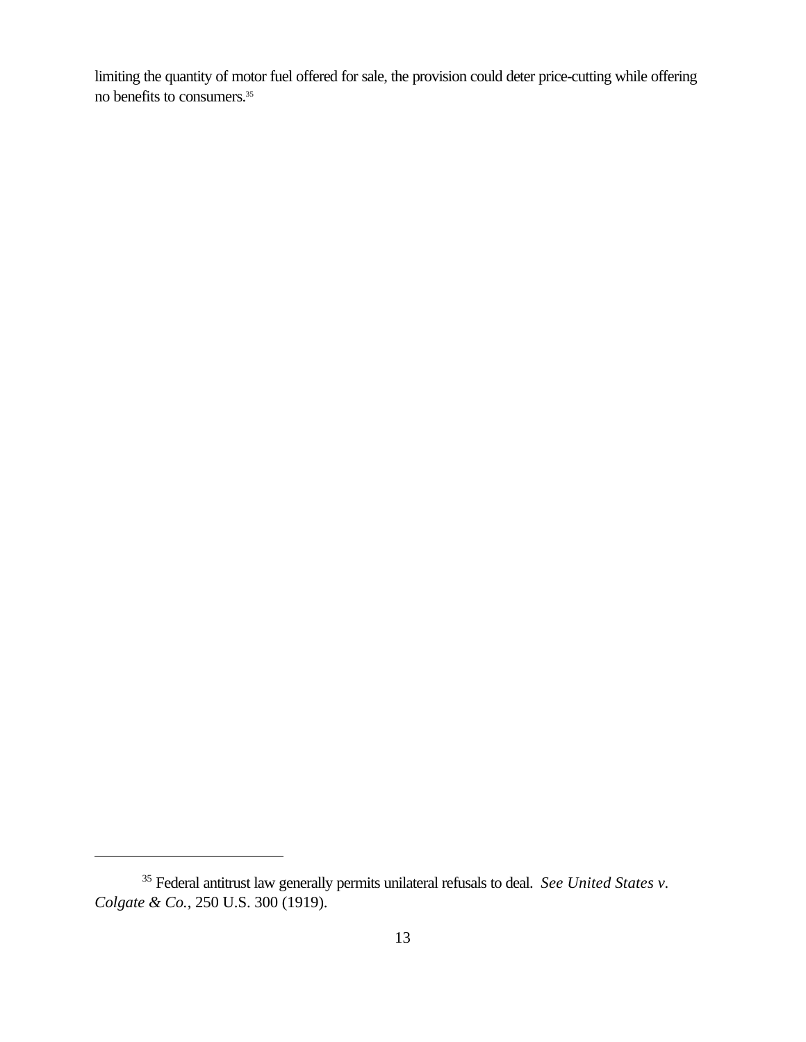limiting the quantity of motor fuel offered for sale, the provision could deter price-cutting while offering no benefits to consumers.[35]

[35] Federal antitrust law generally permits unilateral refusals to deal. *See United States v. Colgate & Co.*, 250 U.S. 300 (1919).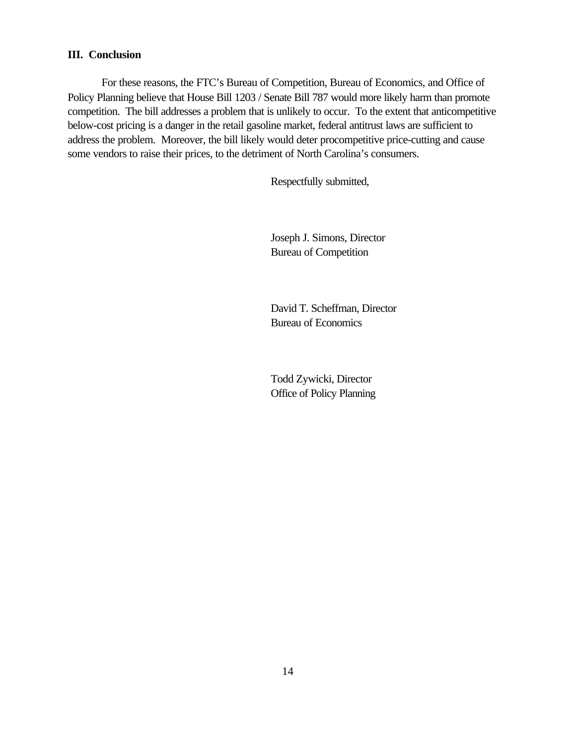## III. Conclusion

For these reasons, the FTC's Bureau of Competition, Bureau of Economics, and Office of Policy Planning believe that House Bill 1203 / Senate Bill 787 would more likely harm than promote competition. The bill addresses a problem that is unlikely to occur. To the extent that anticompetitive below-cost pricing is a danger in the retail gasoline market, federal antitrust laws are sufficient to address the problem. Moreover, the bill likely would deter procompetitive price-cutting and cause some vendors to raise their prices, to the detriment of North Carolina's consumers.

Respectfully submitted,

Joseph J. Simons, Director
Bureau of Competition

David T. Scheffman, Director
Bureau of Economics

Todd Zywicki, Director
Office of Policy Planning